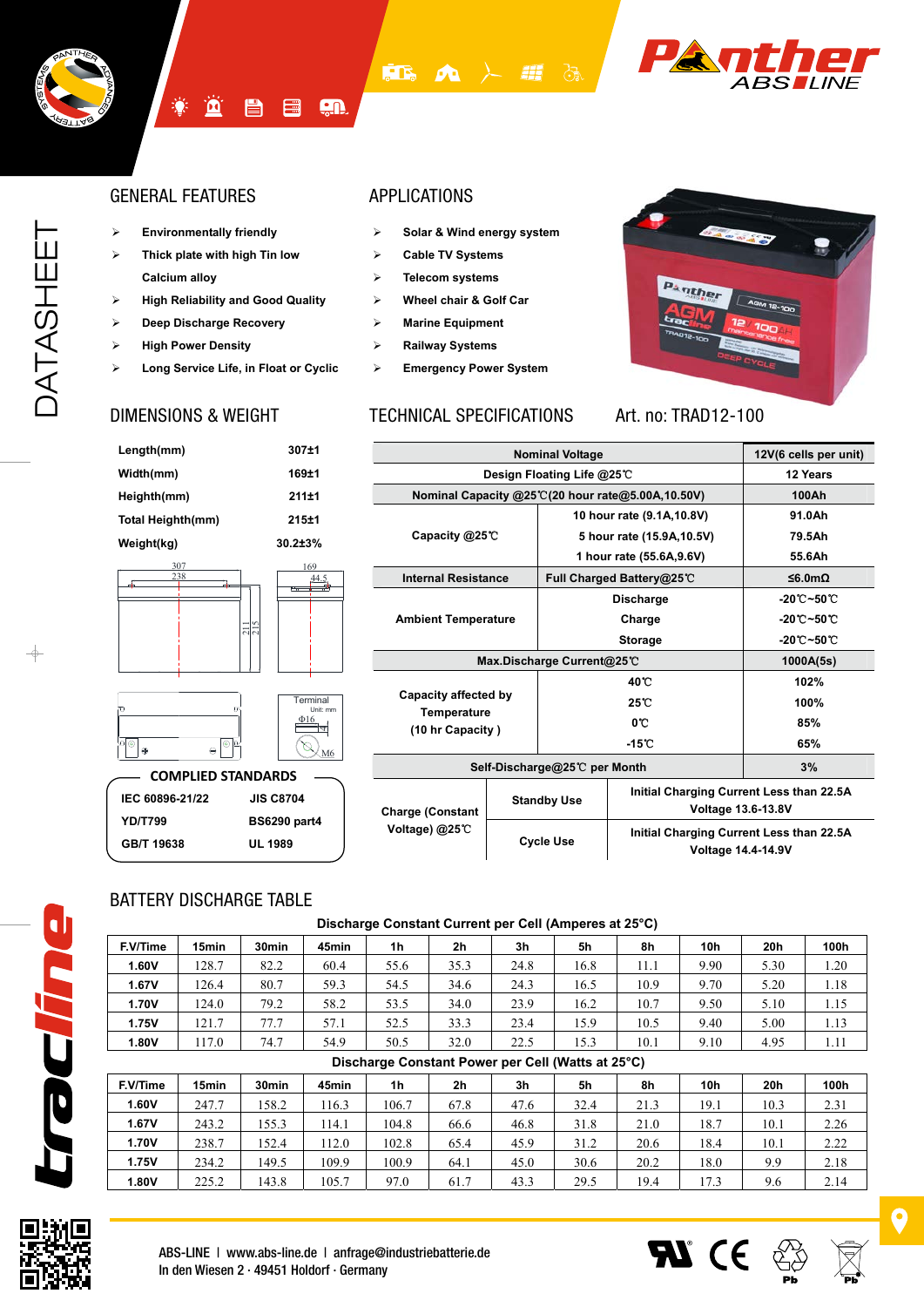# DATASHEET

## GENERAL FEATURES

- Environmentally friendly
- Thick plate with high Tin low Calcium alloy
- High Reliability and Good Quality
- Deep Discharge Recovery
- High Power Density
- Long Service Life, in Float or Cyclic

## APPLICATIONS

- Solar & Wind energy system
- Cable TV Systems
- Telecom systems
- Wheel chair & Golf Car
- Marine Equipment
- Railway Systems
- Emergency Power System

## DIMENSIONS & WEIGHT

| | |
|---|---|
| Length(mm) | 307±1 |
| Width(mm) | 169±1 |
| Heighth(mm) | 211±1 |
| Total Heighth(mm) | 215±1 |
| Weight(kg) | 30.2±3% |

307 238 169 44.5 211 215 Terminal Unit: mm Φ16 M6

## COMPLIED STANDARDS

| | |
|---|---|
| IEC 60896-21/22 | JIS C8704 |
| YD/T799 | BS6290 part4 |
| GB/T 19638 | UL 1989 |

## TECHNICAL SPECIFICATIONS

Art. no: TRAD12-100

| | | |
|---|---|---|
| Nominal Voltage | | 12V(6 cells per unit) |
| Design Floating Life @25℃ | | 12 Years |
| Nominal Capacity @25℃(20 hour rate@5.00A,10.50V) | | 100Ah |
| Capacity @25℃ | 10 hour rate (9.1A,10.8V) | 91.0Ah |
| | 5 hour rate (15.9A,10.5V) | 79.5Ah |
| | 1 hour rate (55.6A,9.6V) | 55.6Ah |
| Internal Resistance | Full Charged Battery@25℃ | ≤6.0mΩ |
| Ambient Temperature | Discharge | -20℃~50℃ |
| | Charge | -20℃~50℃ |
| | Storage | -20℃~50℃ |
| Max.Discharge Current@25℃ | | 1000A(5s) |
| Capacity affected by Temperature (10 hr Capacity ) | 40℃ | 102% |
| | 25℃ | 100% |
| | 0℃ | 85% |
| | -15℃ | 65% |
| Self-Discharge@25℃ per Month | | 3% |
| Charge (Constant Voltage) @25℃ | Standby Use | Initial Charging Current Less than 22.5A Voltage 13.6-13.8V |
| | Cycle Use | Initial Charging Current Less than 22.5A Voltage 14.4-14.9V |

## BATTERY DISCHARGE TABLE

Discharge Constant Current per Cell (Amperes at 25°C)

| F.V/Time | 15min | 30min | 45min | 1h | 2h | 3h | 5h | 8h | 10h | 20h | 100h |
|---|---|---|---|---|---|---|---|---|---|---|---|
| 1.60V | 128.7 | 82.2 | 60.4 | 55.6 | 35.3 | 24.8 | 16.8 | 11.1 | 9.90 | 5.30 | 1.20 |
| 1.67V | 126.4 | 80.7 | 59.3 | 54.5 | 34.6 | 24.3 | 16.5 | 10.9 | 9.70 | 5.20 | 1.18 |
| 1.70V | 124.0 | 79.2 | 58.2 | 53.5 | 34.0 | 23.9 | 16.2 | 10.7 | 9.50 | 5.10 | 1.15 |
| 1.75V | 121.7 | 77.7 | 57.1 | 52.5 | 33.3 | 23.4 | 15.9 | 10.5 | 9.40 | 5.00 | 1.13 |
| 1.80V | 117.0 | 74.7 | 54.9 | 50.5 | 32.0 | 22.5 | 15.3 | 10.1 | 9.10 | 4.95 | 1.11 |

Discharge Constant Power per Cell (Watts at 25°C)

| F.V/Time | 15min | 30min | 45min | 1h | 2h | 3h | 5h | 8h | 10h | 20h | 100h |
|---|---|---|---|---|---|---|---|---|---|---|---|
| 1.60V | 247.7 | 158.2 | 116.3 | 106.7 | 67.8 | 47.6 | 32.4 | 21.3 | 19.1 | 10.3 | 2.31 |
| 1.67V | 243.2 | 155.3 | 114.1 | 104.8 | 66.6 | 46.8 | 31.8 | 21.0 | 18.7 | 10.1 | 2.26 |
| 1.70V | 238.7 | 152.4 | 112.0 | 102.8 | 65.4 | 45.9 | 31.2 | 20.6 | 18.4 | 10.1 | 2.22 |
| 1.75V | 234.2 | 149.5 | 109.9 | 100.9 | 64.1 | 45.0 | 30.6 | 20.2 | 18.0 | 9.9 | 2.18 |
| 1.80V | 225.2 | 143.8 | 105.7 | 97.0 | 61.7 | 43.3 | 29.5 | 19.4 | 17.3 | 9.6 | 2.14 |

ABS-LINE | www.abs-line.de | anfrage@industriebatterie.de
In den Wiesen 2 · 49451 Holdorf · Germany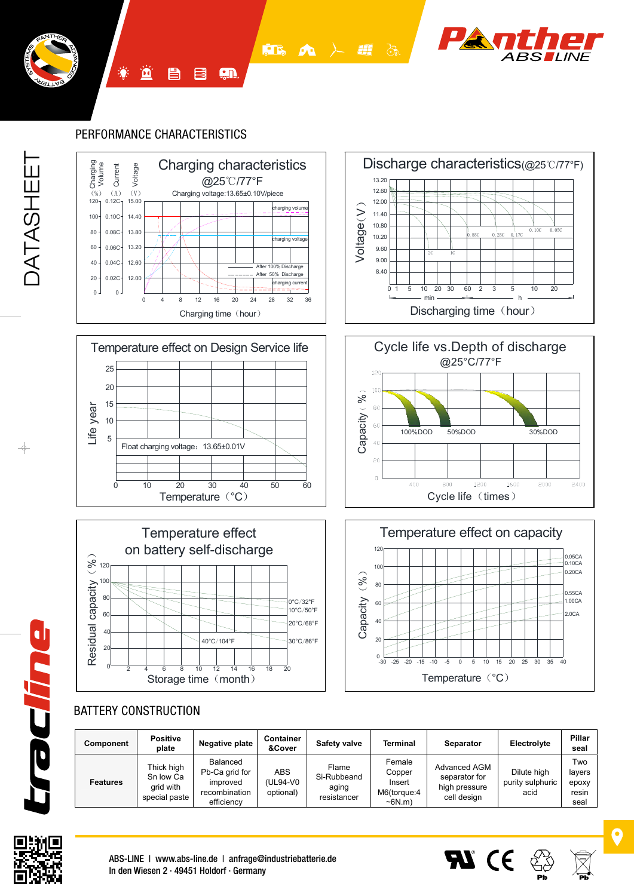DATASHEET

## PERFORMANCE CHARACTERISTICS

### Charging characteristics

@25℃/77°F

Charging voltage:13.65±0.10V/piece

Charging Volume (%) | Current (A) | Voltage (V)

120 0.12C 15.00
100 0.10C 14.40
80 0.08C 13.80
60 0.06C 13.20
40 0.04C 12.60
20 0.02C 12.00
0 0

charging volume
charging voltage
After 100% Discharge
After 50% Discharge
charging current

0 4 8 12 16 20 24 28 32 36

Charging time（hour）

### Discharge characteristics(@25℃/77°F)

Voltage（V）

13.20 12.60 12.00 11.40 10.80 10.20 9.60 9.00 8.40

0.55C 0.25C 0.17C 0.10C 0.05C 2C 1C

0 1 5 10 20 30 60 2 3 5 10 20

min h

Discharging time（hour）

### Temperature effect on Design Service life

Life year

25 20 15 10 5

Float charging voltage：13.65±0.01V

0 10 20 30 40 50 60

Temperature（°C）

### Cycle life vs.Depth of discharge

@25°C/77°F

Capacity（%）

120 100 80 60 40 20 0

100%DOD 50%DOD 30%DOD

400 800 1200 1600 2000 2400

Cycle life（times）

### Temperature effect on battery self-discharge

Residual capacity（%）

120 100 80 60 40 20 0

0°C/32°F
10°C/50°F
20°C/68°F
30°C/86°F
40°C/104°F

2 4 6 8 10 12 14 16 18 20

Storage time（month）

### Temperature effect on capacity

Capacity（%）

120 100 80 60 40 20 0

0.05CA
0.10CA
0.20CA
0.55CA
1.00CA
2.0CA

-30 -25 -20 -15 -10 -5 0 5 10 15 20 25 30 35 40

Temperature（°C）

## BATTERY CONSTRUCTION

| Component | Positive plate | Negative plate | Container &Cover | Safety valve | Terminal | Separator | Electrolyte | Pillar seal |
|---|---|---|---|---|---|---|---|---|
| Features | Thick high Sn low Ca grid with special paste | Balanced Pb-Ca grid for improved recombination efficiency | ABS (UL94-V0 optional) | Flame Si-Rubbeand aging resistancer | Female Copper Insert M6(torque:4 ~6N.m) | Advanced AGM separator for high pressure cell design | Dilute high purity sulphuric acid | Two layers epoxy resin seal |

ABS-LINE | www.abs-line.de | anfrage@industriebatterie.de
In den Wiesen 2 · 49451 Holdorf · Germany